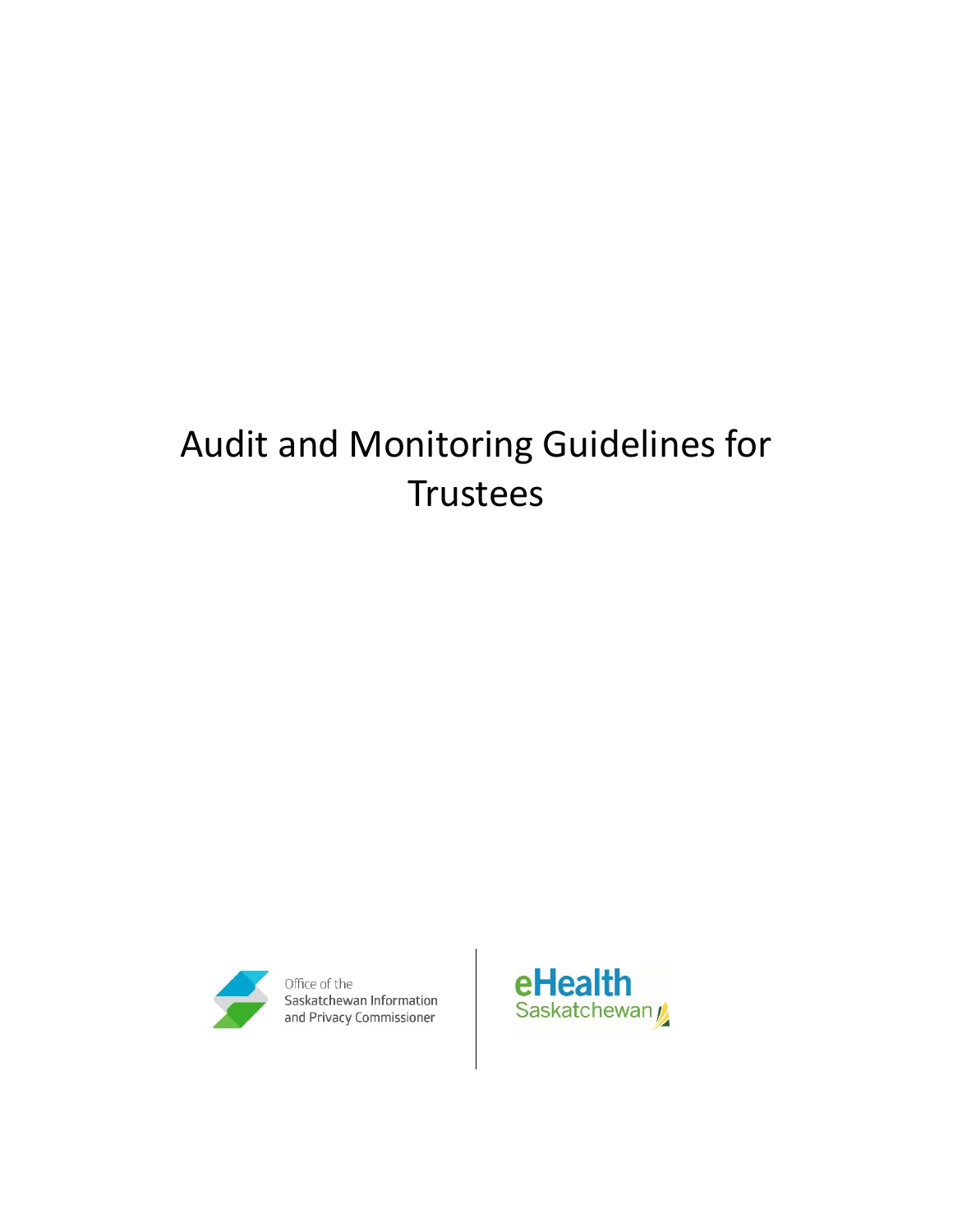# Audit and Monitoring Guidelines for Trustees

Office of the Saskatchewan Information and Privacy Commissioner

eHealth Saskatchewan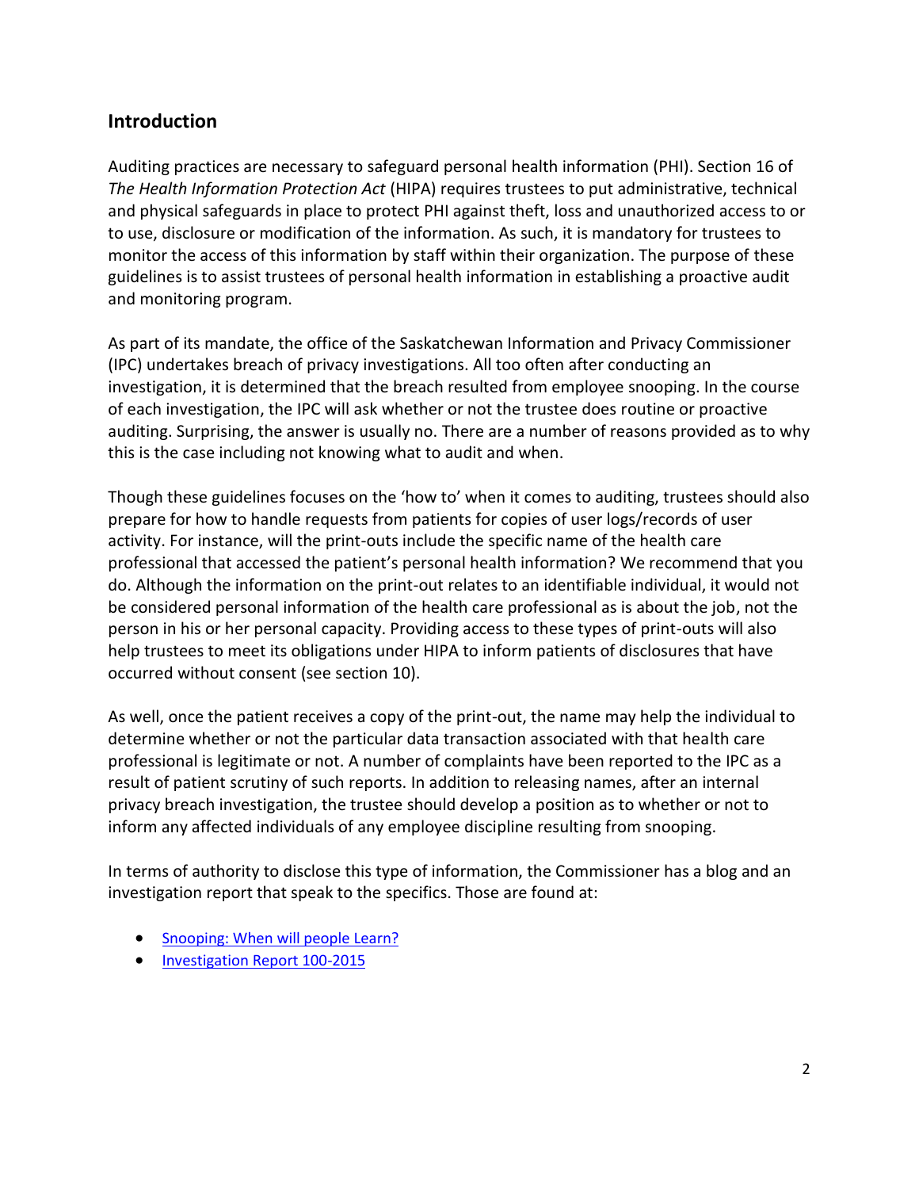## Introduction

Auditing practices are necessary to safeguard personal health information (PHI). Section 16 of *The Health Information Protection Act* (HIPA) requires trustees to put administrative, technical and physical safeguards in place to protect PHI against theft, loss and unauthorized access to or to use, disclosure or modification of the information. As such, it is mandatory for trustees to monitor the access of this information by staff within their organization. The purpose of these guidelines is to assist trustees of personal health information in establishing a proactive audit and monitoring program.

As part of its mandate, the office of the Saskatchewan Information and Privacy Commissioner (IPC) undertakes breach of privacy investigations. All too often after conducting an investigation, it is determined that the breach resulted from employee snooping. In the course of each investigation, the IPC will ask whether or not the trustee does routine or proactive auditing. Surprising, the answer is usually no. There are a number of reasons provided as to why this is the case including not knowing what to audit and when.

Though these guidelines focuses on the 'how to' when it comes to auditing, trustees should also prepare for how to handle requests from patients for copies of user logs/records of user activity. For instance, will the print-outs include the specific name of the health care professional that accessed the patient's personal health information? We recommend that you do. Although the information on the print-out relates to an identifiable individual, it would not be considered personal information of the health care professional as is about the job, not the person in his or her personal capacity. Providing access to these types of print-outs will also help trustees to meet its obligations under HIPA to inform patients of disclosures that have occurred without consent (see section 10).

As well, once the patient receives a copy of the print-out, the name may help the individual to determine whether or not the particular data transaction associated with that health care professional is legitimate or not. A number of complaints have been reported to the IPC as a result of patient scrutiny of such reports. In addition to releasing names, after an internal privacy breach investigation, the trustee should develop a position as to whether or not to inform any affected individuals of any employee discipline resulting from snooping.

In terms of authority to disclose this type of information, the Commissioner has a blog and an investigation report that speak to the specifics. Those are found at:

- Snooping: When will people Learn?
- Investigation Report 100-2015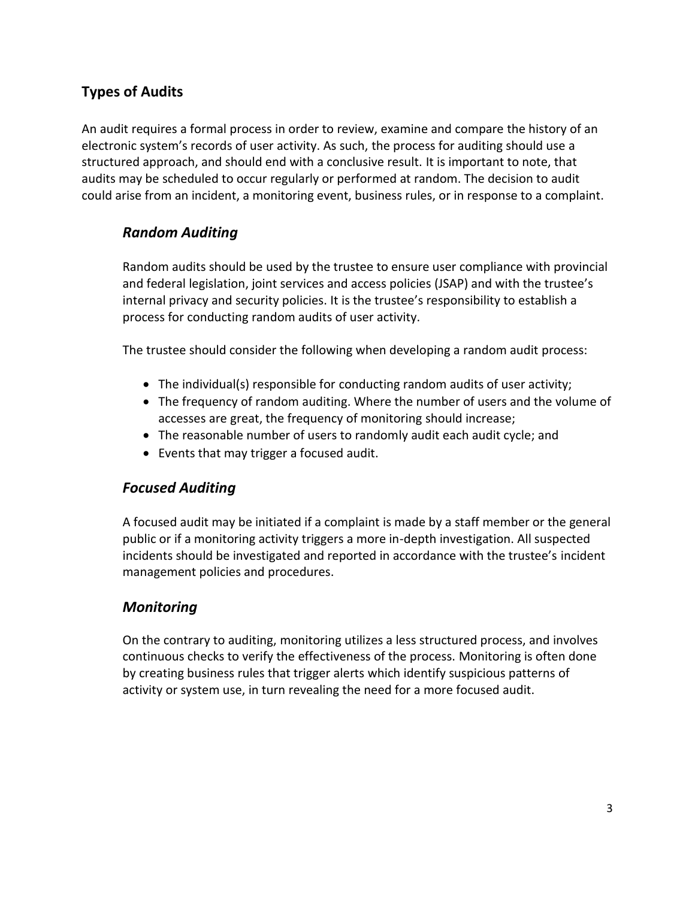## Types of Audits

An audit requires a formal process in order to review, examine and compare the history of an electronic system's records of user activity. As such, the process for auditing should use a structured approach, and should end with a conclusive result. It is important to note, that audits may be scheduled to occur regularly or performed at random. The decision to audit could arise from an incident, a monitoring event, business rules, or in response to a complaint.

### *Random Auditing*

Random audits should be used by the trustee to ensure user compliance with provincial and federal legislation, joint services and access policies (JSAP) and with the trustee's internal privacy and security policies. It is the trustee's responsibility to establish a process for conducting random audits of user activity.

The trustee should consider the following when developing a random audit process:

- The individual(s) responsible for conducting random audits of user activity;
- The frequency of random auditing. Where the number of users and the volume of accesses are great, the frequency of monitoring should increase;
- The reasonable number of users to randomly audit each audit cycle; and
- Events that may trigger a focused audit.

### *Focused Auditing*

A focused audit may be initiated if a complaint is made by a staff member or the general public or if a monitoring activity triggers a more in-depth investigation. All suspected incidents should be investigated and reported in accordance with the trustee's incident management policies and procedures.

### *Monitoring*

On the contrary to auditing, monitoring utilizes a less structured process, and involves continuous checks to verify the effectiveness of the process. Monitoring is often done by creating business rules that trigger alerts which identify suspicious patterns of activity or system use, in turn revealing the need for a more focused audit.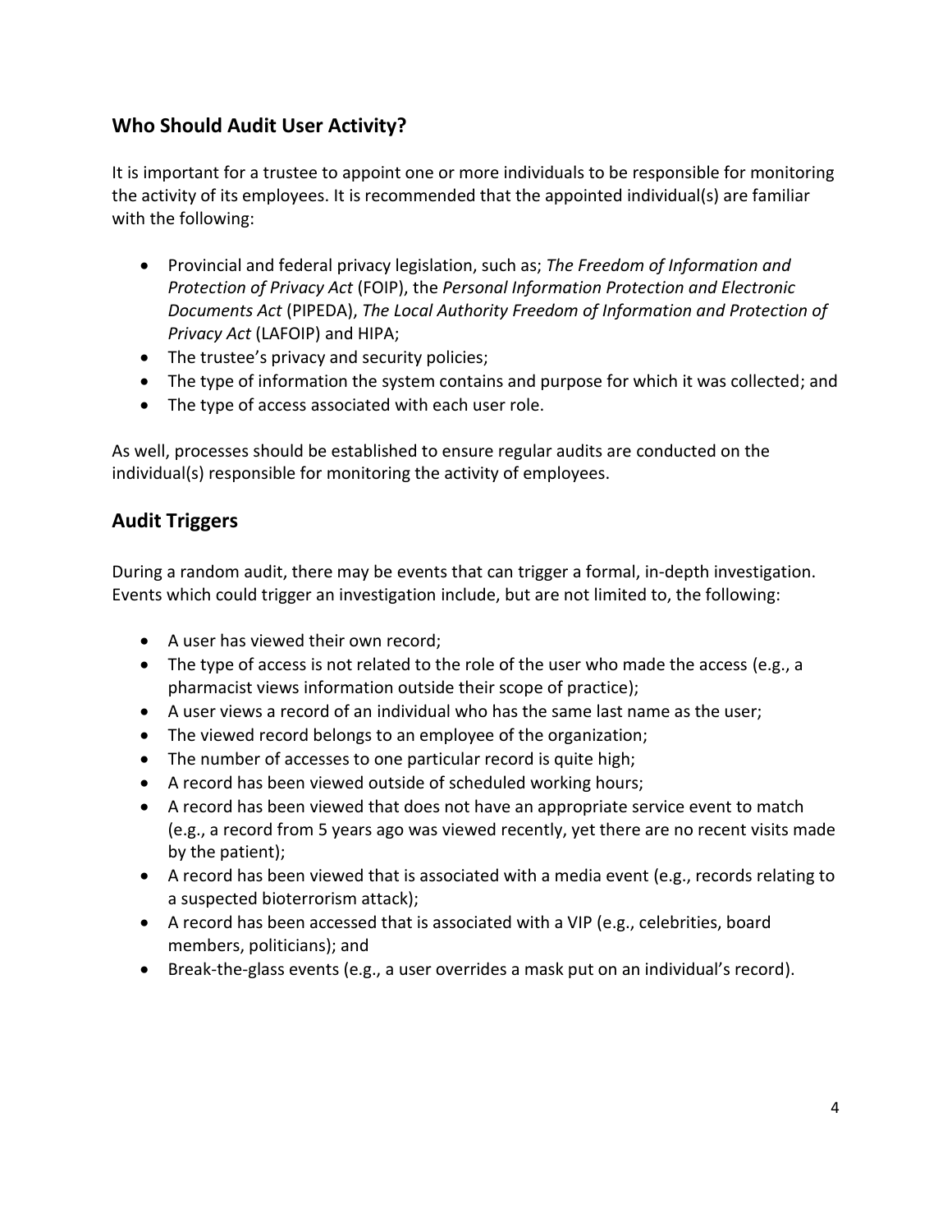## Who Should Audit User Activity?

It is important for a trustee to appoint one or more individuals to be responsible for monitoring the activity of its employees. It is recommended that the appointed individual(s) are familiar with the following:

- Provincial and federal privacy legislation, such as; *The Freedom of Information and Protection of Privacy Act* (FOIP), the *Personal Information Protection and Electronic Documents Act* (PIPEDA), *The Local Authority Freedom of Information and Protection of Privacy Act* (LAFOIP) and HIPA;
- The trustee's privacy and security policies;
- The type of information the system contains and purpose for which it was collected; and
- The type of access associated with each user role.

As well, processes should be established to ensure regular audits are conducted on the individual(s) responsible for monitoring the activity of employees.

## Audit Triggers

During a random audit, there may be events that can trigger a formal, in-depth investigation. Events which could trigger an investigation include, but are not limited to, the following:

- A user has viewed their own record;
- The type of access is not related to the role of the user who made the access (e.g., a pharmacist views information outside their scope of practice);
- A user views a record of an individual who has the same last name as the user;
- The viewed record belongs to an employee of the organization;
- The number of accesses to one particular record is quite high;
- A record has been viewed outside of scheduled working hours;
- A record has been viewed that does not have an appropriate service event to match (e.g., a record from 5 years ago was viewed recently, yet there are no recent visits made by the patient);
- A record has been viewed that is associated with a media event (e.g., records relating to a suspected bioterrorism attack);
- A record has been accessed that is associated with a VIP (e.g., celebrities, board members, politicians); and
- Break-the-glass events (e.g., a user overrides a mask put on an individual's record).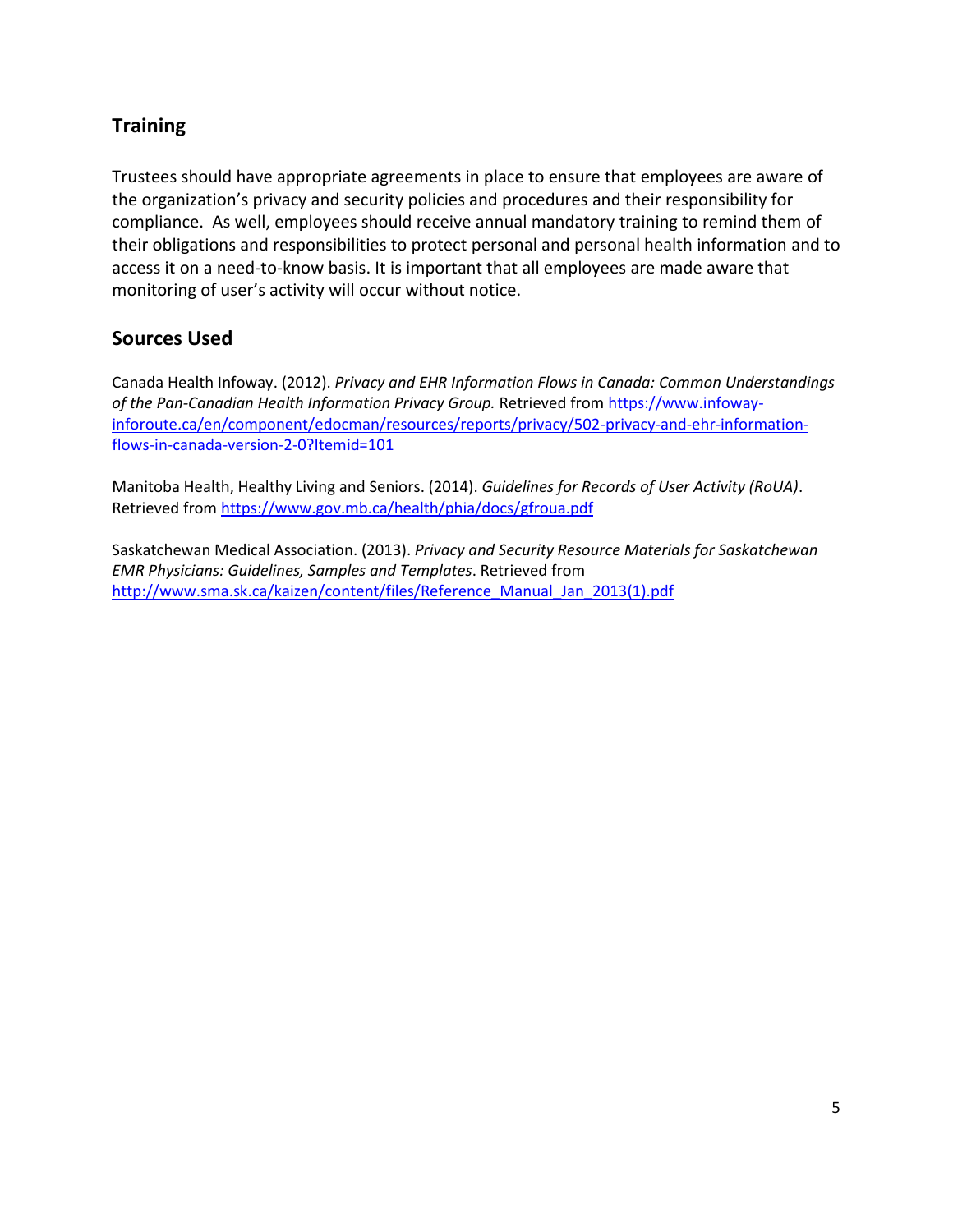## Training

Trustees should have appropriate agreements in place to ensure that employees are aware of the organization's privacy and security policies and procedures and their responsibility for compliance. As well, employees should receive annual mandatory training to remind them of their obligations and responsibilities to protect personal and personal health information and to access it on a need-to-know basis. It is important that all employees are made aware that monitoring of user's activity will occur without notice.

## Sources Used

Canada Health Infoway. (2012). *Privacy and EHR Information Flows in Canada: Common Understandings of the Pan-Canadian Health Information Privacy Group.* Retrieved from https://www.infoway-inforoute.ca/en/component/edocman/resources/reports/privacy/502-privacy-and-ehr-information-flows-in-canada-version-2-0?Itemid=101

Manitoba Health, Healthy Living and Seniors. (2014). *Guidelines for Records of User Activity (RoUA)*. Retrieved from https://www.gov.mb.ca/health/phia/docs/gfroua.pdf

Saskatchewan Medical Association. (2013). *Privacy and Security Resource Materials for Saskatchewan EMR Physicians: Guidelines, Samples and Templates*. Retrieved from http://www.sma.sk.ca/kaizen/content/files/Reference_Manual_Jan_2013(1).pdf